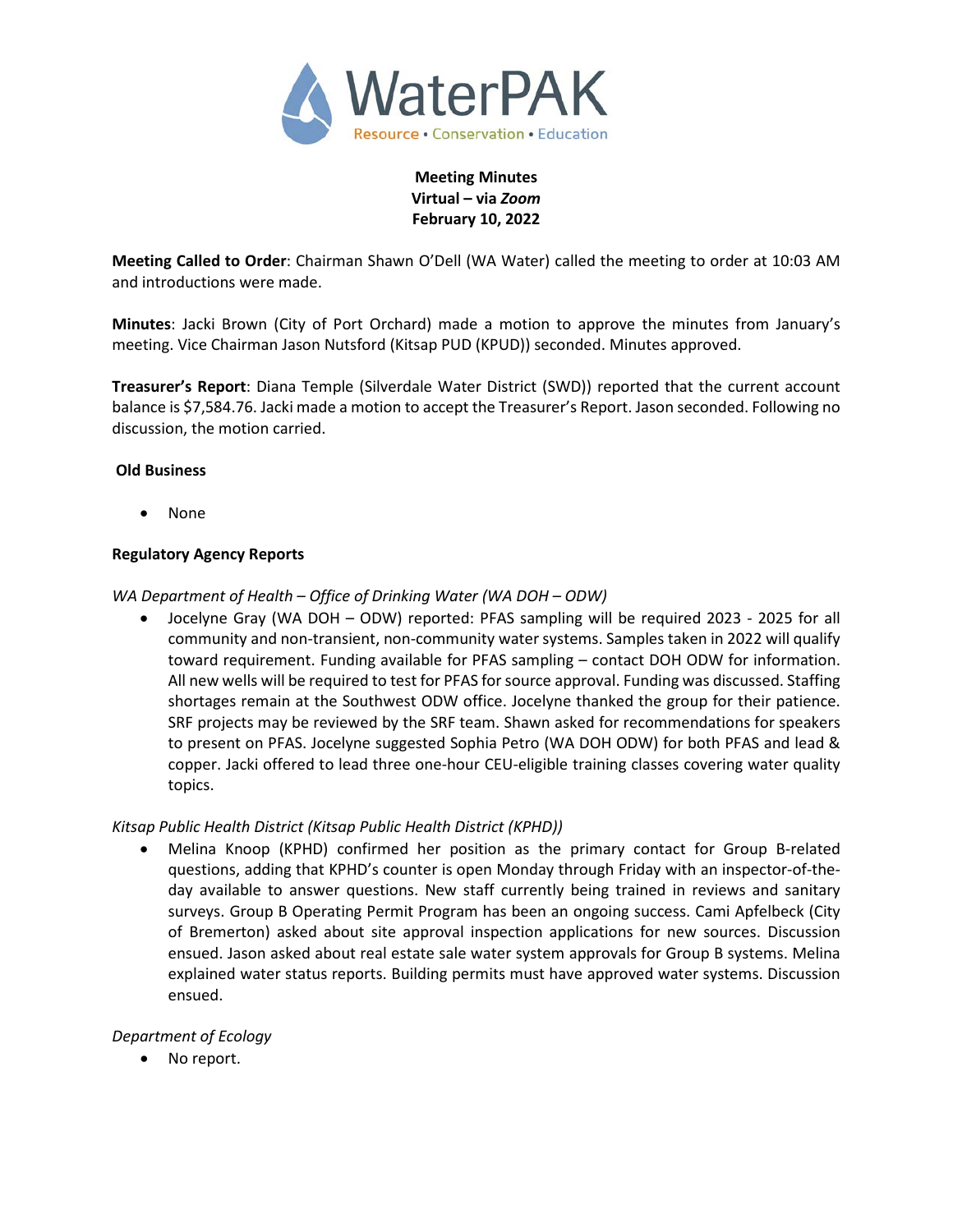# WaterPAK

Resource • Conservation • Education

**Meeting Minutes**
**Virtual – via *Zoom***
**February 10, 2022**

**Meeting Called to Order**: Chairman Shawn O'Dell (WA Water) called the meeting to order at 10:03 AM and introductions were made.

**Minutes**: Jacki Brown (City of Port Orchard) made a motion to approve the minutes from January's meeting. Vice Chairman Jason Nutsford (Kitsap PUD (KPUD)) seconded. Minutes approved.

**Treasurer's Report**: Diana Temple (Silverdale Water District (SWD)) reported that the current account balance is $7,584.76. Jacki made a motion to accept the Treasurer's Report. Jason seconded. Following no discussion, the motion carried.

**Old Business**

- None

**Regulatory Agency Reports**

*WA Department of Health – Office of Drinking Water (WA DOH – ODW)*

- Jocelyne Gray (WA DOH – ODW) reported: PFAS sampling will be required 2023 - 2025 for all community and non-transient, non-community water systems. Samples taken in 2022 will qualify toward requirement. Funding available for PFAS sampling – contact DOH ODW for information. All new wells will be required to test for PFAS for source approval. Funding was discussed. Staffing shortages remain at the Southwest ODW office. Jocelyne thanked the group for their patience. SRF projects may be reviewed by the SRF team. Shawn asked for recommendations for speakers to present on PFAS. Jocelyne suggested Sophia Petro (WA DOH ODW) for both PFAS and lead & copper. Jacki offered to lead three one-hour CEU-eligible training classes covering water quality topics.

*Kitsap Public Health District (Kitsap Public Health District (KPHD))*

- Melina Knoop (KPHD) confirmed her position as the primary contact for Group B-related questions, adding that KPHD's counter is open Monday through Friday with an inspector-of-the-day available to answer questions. New staff currently being trained in reviews and sanitary surveys. Group B Operating Permit Program has been an ongoing success. Cami Apfelbeck (City of Bremerton) asked about site approval inspection applications for new sources. Discussion ensued. Jason asked about real estate sale water system approvals for Group B systems. Melina explained water status reports. Building permits must have approved water systems. Discussion ensued.

*Department of Ecology*

- No report.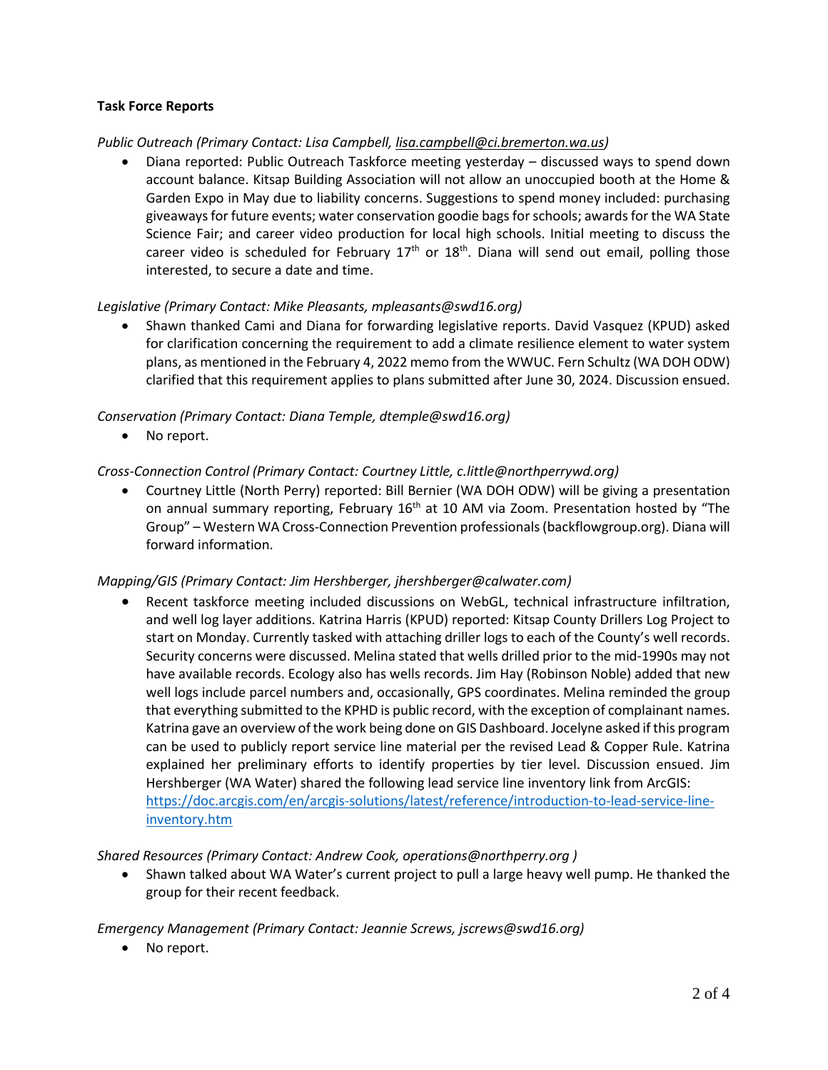**Task Force Reports**

*Public Outreach (Primary Contact: Lisa Campbell, lisa.campbell@ci.bremerton.wa.us)*

- Diana reported: Public Outreach Taskforce meeting yesterday – discussed ways to spend down account balance. Kitsap Building Association will not allow an unoccupied booth at the Home & Garden Expo in May due to liability concerns. Suggestions to spend money included: purchasing giveaways for future events; water conservation goodie bags for schools; awards for the WA State Science Fair; and career video production for local high schools. Initial meeting to discuss the career video is scheduled for February 17th or 18th. Diana will send out email, polling those interested, to secure a date and time.

*Legislative (Primary Contact: Mike Pleasants, mpleasants@swd16.org)*

- Shawn thanked Cami and Diana for forwarding legislative reports. David Vasquez (KPUD) asked for clarification concerning the requirement to add a climate resilience element to water system plans, as mentioned in the February 4, 2022 memo from the WWUC. Fern Schultz (WA DOH ODW) clarified that this requirement applies to plans submitted after June 30, 2024. Discussion ensued.

*Conservation (Primary Contact: Diana Temple, dtemple@swd16.org)*

- No report.

*Cross-Connection Control (Primary Contact: Courtney Little, c.little@northperrywd.org)*

- Courtney Little (North Perry) reported: Bill Bernier (WA DOH ODW) will be giving a presentation on annual summary reporting, February 16th at 10 AM via Zoom. Presentation hosted by "The Group" – Western WA Cross-Connection Prevention professionals (backflowgroup.org). Diana will forward information.

*Mapping/GIS (Primary Contact: Jim Hershberger, jhershberger@calwater.com)*

- Recent taskforce meeting included discussions on WebGL, technical infrastructure infiltration, and well log layer additions. Katrina Harris (KPUD) reported: Kitsap County Drillers Log Project to start on Monday. Currently tasked with attaching driller logs to each of the County's well records. Security concerns were discussed. Melina stated that wells drilled prior to the mid-1990s may not have available records. Ecology also has wells records. Jim Hay (Robinson Noble) added that new well logs include parcel numbers and, occasionally, GPS coordinates. Melina reminded the group that everything submitted to the KPHD is public record, with the exception of complainant names. Katrina gave an overview of the work being done on GIS Dashboard. Jocelyne asked if this program can be used to publicly report service line material per the revised Lead & Copper Rule. Katrina explained her preliminary efforts to identify properties by tier level. Discussion ensued. Jim Hershberger (WA Water) shared the following lead service line inventory link from ArcGIS: https://doc.arcgis.com/en/arcgis-solutions/latest/reference/introduction-to-lead-service-line-inventory.htm

*Shared Resources (Primary Contact: Andrew Cook, operations@northperry.org )*

- Shawn talked about WA Water's current project to pull a large heavy well pump. He thanked the group for their recent feedback.

*Emergency Management (Primary Contact: Jeannie Screws, jscrews@swd16.org)*

- No report.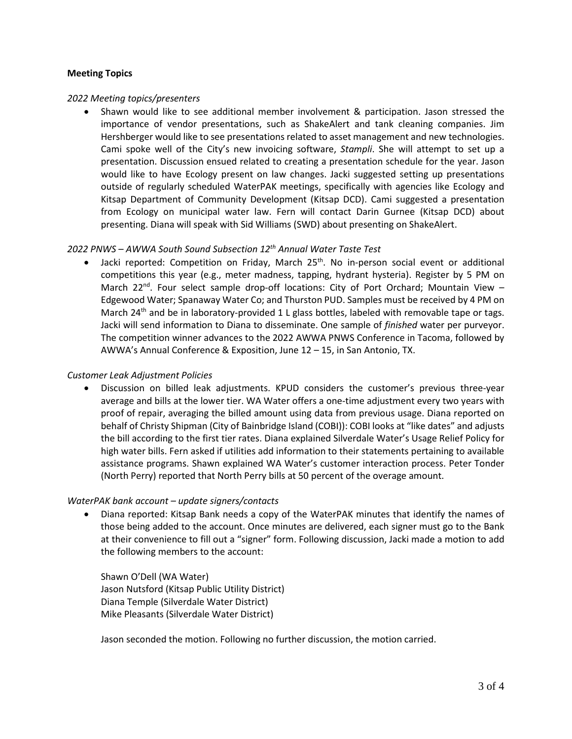**Meeting Topics**

*2022 Meeting topics/presenters*

- Shawn would like to see additional member involvement & participation. Jason stressed the importance of vendor presentations, such as ShakeAlert and tank cleaning companies. Jim Hershberger would like to see presentations related to asset management and new technologies. Cami spoke well of the City's new invoicing software, *Stampli*. She will attempt to set up a presentation. Discussion ensued related to creating a presentation schedule for the year. Jason would like to have Ecology present on law changes. Jacki suggested setting up presentations outside of regularly scheduled WaterPAK meetings, specifically with agencies like Ecology and Kitsap Department of Community Development (Kitsap DCD). Cami suggested a presentation from Ecology on municipal water law. Fern will contact Darin Gurnee (Kitsap DCD) about presenting. Diana will speak with Sid Williams (SWD) about presenting on ShakeAlert.

*2022 PNWS – AWWA South Sound Subsection 12th Annual Water Taste Test*

- Jacki reported: Competition on Friday, March 25th. No in-person social event or additional competitions this year (e.g., meter madness, tapping, hydrant hysteria). Register by 5 PM on March 22nd. Four select sample drop-off locations: City of Port Orchard; Mountain View – Edgewood Water; Spanaway Water Co; and Thurston PUD. Samples must be received by 4 PM on March 24th and be in laboratory-provided 1 L glass bottles, labeled with removable tape or tags. Jacki will send information to Diana to disseminate. One sample of *finished* water per purveyor. The competition winner advances to the 2022 AWWA PNWS Conference in Tacoma, followed by AWWA's Annual Conference & Exposition, June 12 – 15, in San Antonio, TX.

*Customer Leak Adjustment Policies*

- Discussion on billed leak adjustments. KPUD considers the customer's previous three-year average and bills at the lower tier. WA Water offers a one-time adjustment every two years with proof of repair, averaging the billed amount using data from previous usage. Diana reported on behalf of Christy Shipman (City of Bainbridge Island (COBI)): COBI looks at "like dates" and adjusts the bill according to the first tier rates. Diana explained Silverdale Water's Usage Relief Policy for high water bills. Fern asked if utilities add information to their statements pertaining to available assistance programs. Shawn explained WA Water's customer interaction process. Peter Tonder (North Perry) reported that North Perry bills at 50 percent of the overage amount.

*WaterPAK bank account – update signers/contacts*

- Diana reported: Kitsap Bank needs a copy of the WaterPAK minutes that identify the names of those being added to the account. Once minutes are delivered, each signer must go to the Bank at their convenience to fill out a "signer" form. Following discussion, Jacki made a motion to add the following members to the account:

  Shawn O'Dell (WA Water)
  Jason Nutsford (Kitsap Public Utility District)
  Diana Temple (Silverdale Water District)
  Mike Pleasants (Silverdale Water District)

  Jason seconded the motion. Following no further discussion, the motion carried.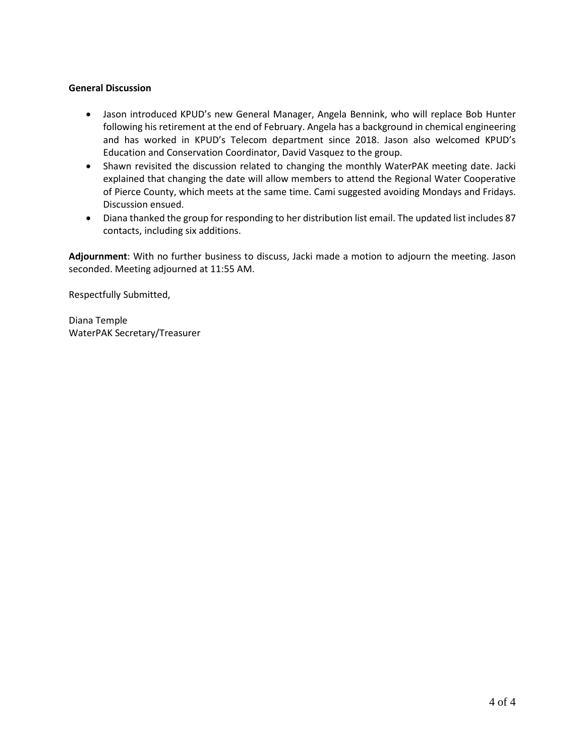**General Discussion**

- Jason introduced KPUD's new General Manager, Angela Bennink, who will replace Bob Hunter following his retirement at the end of February. Angela has a background in chemical engineering and has worked in KPUD's Telecom department since 2018. Jason also welcomed KPUD's Education and Conservation Coordinator, David Vasquez to the group.
- Shawn revisited the discussion related to changing the monthly WaterPAK meeting date. Jacki explained that changing the date will allow members to attend the Regional Water Cooperative of Pierce County, which meets at the same time. Cami suggested avoiding Mondays and Fridays. Discussion ensued.
- Diana thanked the group for responding to her distribution list email. The updated list includes 87 contacts, including six additions.

**Adjournment**: With no further business to discuss, Jacki made a motion to adjourn the meeting. Jason seconded. Meeting adjourned at 11:55 AM.

Respectfully Submitted,

Diana Temple
WaterPAK Secretary/Treasurer